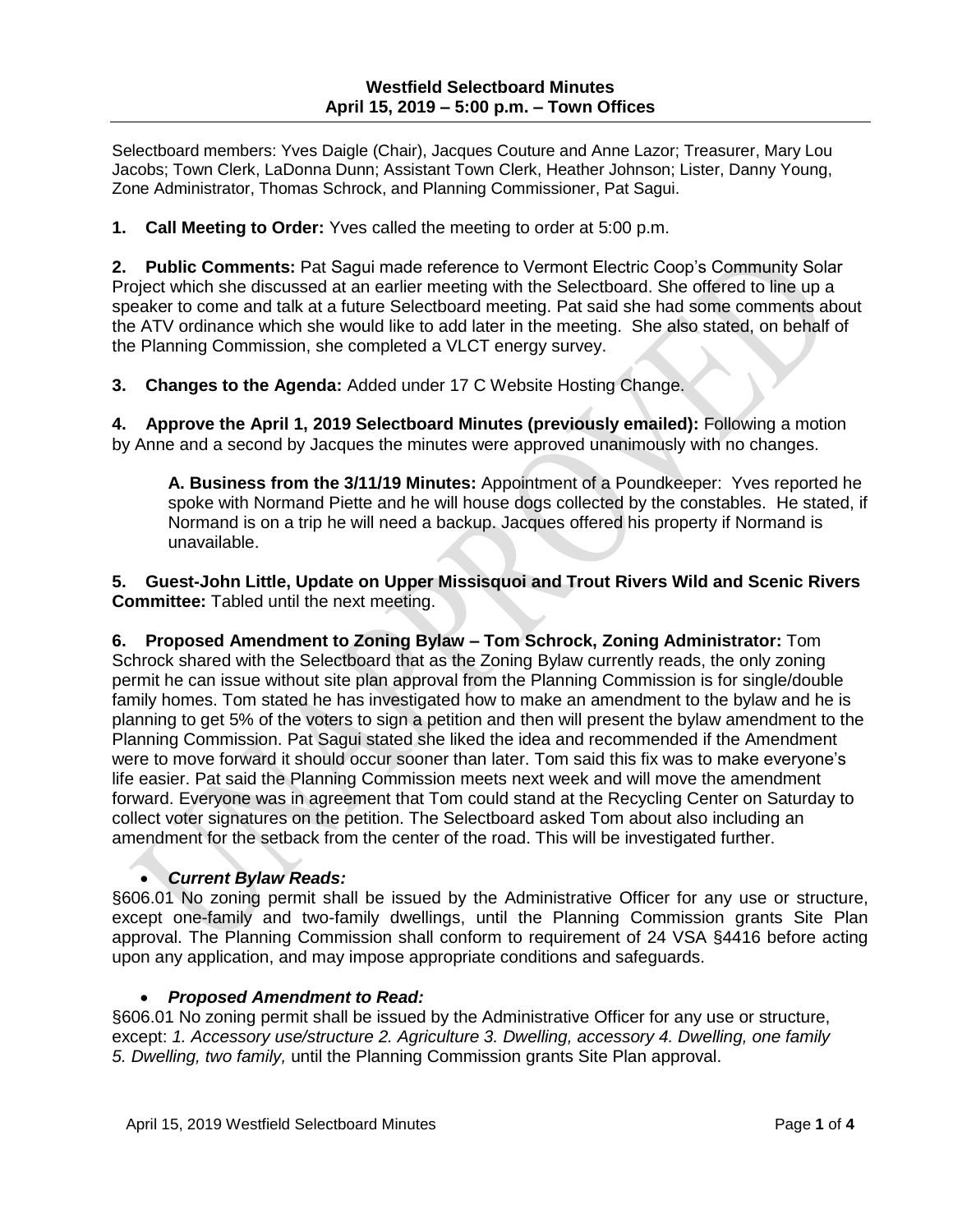# Westfield Selectboard Minutes
## April 15, 2019 – 5:00 p.m. – Town Offices

Selectboard members: Yves Daigle (Chair), Jacques Couture and Anne Lazor; Treasurer, Mary Lou Jacobs; Town Clerk, LaDonna Dunn; Assistant Town Clerk, Heather Johnson; Lister, Danny Young, Zone Administrator, Thomas Schrock, and Planning Commissioner, Pat Sagui.

**1. Call Meeting to Order:** Yves called the meeting to order at 5:00 p.m.

**2. Public Comments:** Pat Sagui made reference to Vermont Electric Coop's Community Solar Project which she discussed at an earlier meeting with the Selectboard. She offered to line up a speaker to come and talk at a future Selectboard meeting. Pat said she had some comments about the ATV ordinance which she would like to add later in the meeting. She also stated, on behalf of the Planning Commission, she completed a VLCT energy survey.

**3. Changes to the Agenda:** Added under 17 C Website Hosting Change.

**4. Approve the April 1, 2019 Selectboard Minutes (previously emailed):** Following a motion by Anne and a second by Jacques the minutes were approved unanimously with no changes.

> **A. Business from the 3/11/19 Minutes:** Appointment of a Poundkeeper: Yves reported he spoke with Normand Piette and he will house dogs collected by the constables. He stated, if Normand is on a trip he will need a backup. Jacques offered his property if Normand is unavailable.

**5. Guest-John Little, Update on Upper Missisquoi and Trout Rivers Wild and Scenic Rivers Committee:** Tabled until the next meeting.

**6. Proposed Amendment to Zoning Bylaw – Tom Schrock, Zoning Administrator:** Tom Schrock shared with the Selectboard that as the Zoning Bylaw currently reads, the only zoning permit he can issue without site plan approval from the Planning Commission is for single/double family homes. Tom stated he has investigated how to make an amendment to the bylaw and he is planning to get 5% of the voters to sign a petition and then will present the bylaw amendment to the Planning Commission. Pat Sagui stated she liked the idea and recommended if the Amendment were to move forward it should occur sooner than later. Tom said this fix was to make everyone's life easier. Pat said the Planning Commission meets next week and will move the amendment forward. Everyone was in agreement that Tom could stand at the Recycling Center on Saturday to collect voter signatures on the petition. The Selectboard asked Tom about also including an amendment for the setback from the center of the road. This will be investigated further.

- ***Current Bylaw Reads:***

§606.01 No zoning permit shall be issued by the Administrative Officer for any use or structure, except one-family and two-family dwellings, until the Planning Commission grants Site Plan approval. The Planning Commission shall conform to requirement of 24 VSA §4416 before acting upon any application, and may impose appropriate conditions and safeguards.

- ***Proposed Amendment to Read:***

§606.01 No zoning permit shall be issued by the Administrative Officer for any use or structure, except: *1. Accessory use/structure 2. Agriculture 3. Dwelling, accessory 4. Dwelling, one family 5. Dwelling, two family,* until the Planning Commission grants Site Plan approval.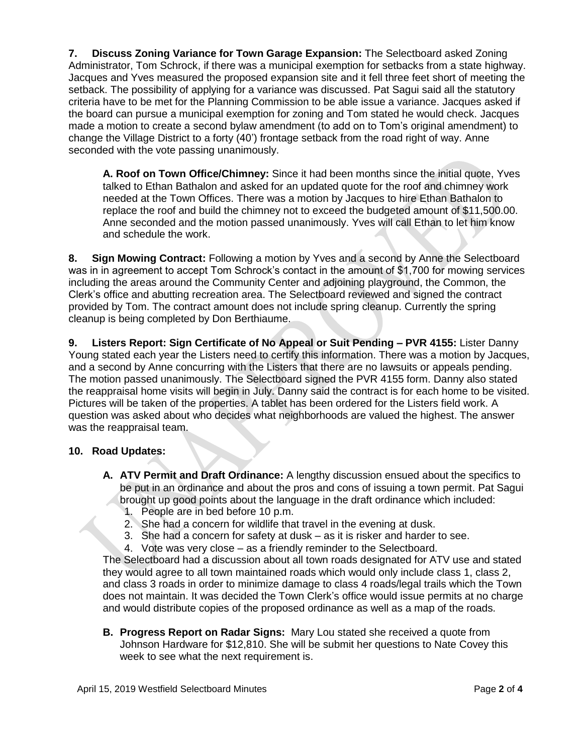**7. Discuss Zoning Variance for Town Garage Expansion:** The Selectboard asked Zoning Administrator, Tom Schrock, if there was a municipal exemption for setbacks from a state highway. Jacques and Yves measured the proposed expansion site and it fell three feet short of meeting the setback. The possibility of applying for a variance was discussed. Pat Sagui said all the statutory criteria have to be met for the Planning Commission to be able issue a variance. Jacques asked if the board can pursue a municipal exemption for zoning and Tom stated he would check. Jacques made a motion to create a second bylaw amendment (to add on to Tom's original amendment) to change the Village District to a forty (40') frontage setback from the road right of way. Anne seconded with the vote passing unanimously.

> **A. Roof on Town Office/Chimney:** Since it had been months since the initial quote, Yves talked to Ethan Bathalon and asked for an updated quote for the roof and chimney work needed at the Town Offices. There was a motion by Jacques to hire Ethan Bathalon to replace the roof and build the chimney not to exceed the budgeted amount of $11,500.00. Anne seconded and the motion passed unanimously. Yves will call Ethan to let him know and schedule the work.

**8. Sign Mowing Contract:** Following a motion by Yves and a second by Anne the Selectboard was in in agreement to accept Tom Schrock's contact in the amount of $1,700 for mowing services including the areas around the Community Center and adjoining playground, the Common, the Clerk's office and abutting recreation area. The Selectboard reviewed and signed the contract provided by Tom. The contract amount does not include spring cleanup. Currently the spring cleanup is being completed by Don Berthiaume.

**9. Listers Report: Sign Certificate of No Appeal or Suit Pending – PVR 4155:** Lister Danny Young stated each year the Listers need to certify this information. There was a motion by Jacques, and a second by Anne concurring with the Listers that there are no lawsuits or appeals pending. The motion passed unanimously. The Selectboard signed the PVR 4155 form. Danny also stated the reappraisal home visits will begin in July. Danny said the contract is for each home to be visited. Pictures will be taken of the properties. A tablet has been ordered for the Listers field work. A question was asked about who decides what neighborhoods are valued the highest. The answer was the reappraisal team.

**10. Road Updates:**

**A. ATV Permit and Draft Ordinance:** A lengthy discussion ensued about the specifics to be put in an ordinance and about the pros and cons of issuing a town permit. Pat Sagui brought up good points about the language in the draft ordinance which included:

1. People are in bed before 10 p.m.
2. She had a concern for wildlife that travel in the evening at dusk.
3. She had a concern for safety at dusk – as it is risker and harder to see.
4. Vote was very close – as a friendly reminder to the Selectboard.

The Selectboard had a discussion about all town roads designated for ATV use and stated they would agree to all town maintained roads which would only include class 1, class 2, and class 3 roads in order to minimize damage to class 4 roads/legal trails which the Town does not maintain. It was decided the Town Clerk's office would issue permits at no charge and would distribute copies of the proposed ordinance as well as a map of the roads.

**B. Progress Report on Radar Signs:** Mary Lou stated she received a quote from Johnson Hardware for $12,810. She will be submit her questions to Nate Covey this week to see what the next requirement is.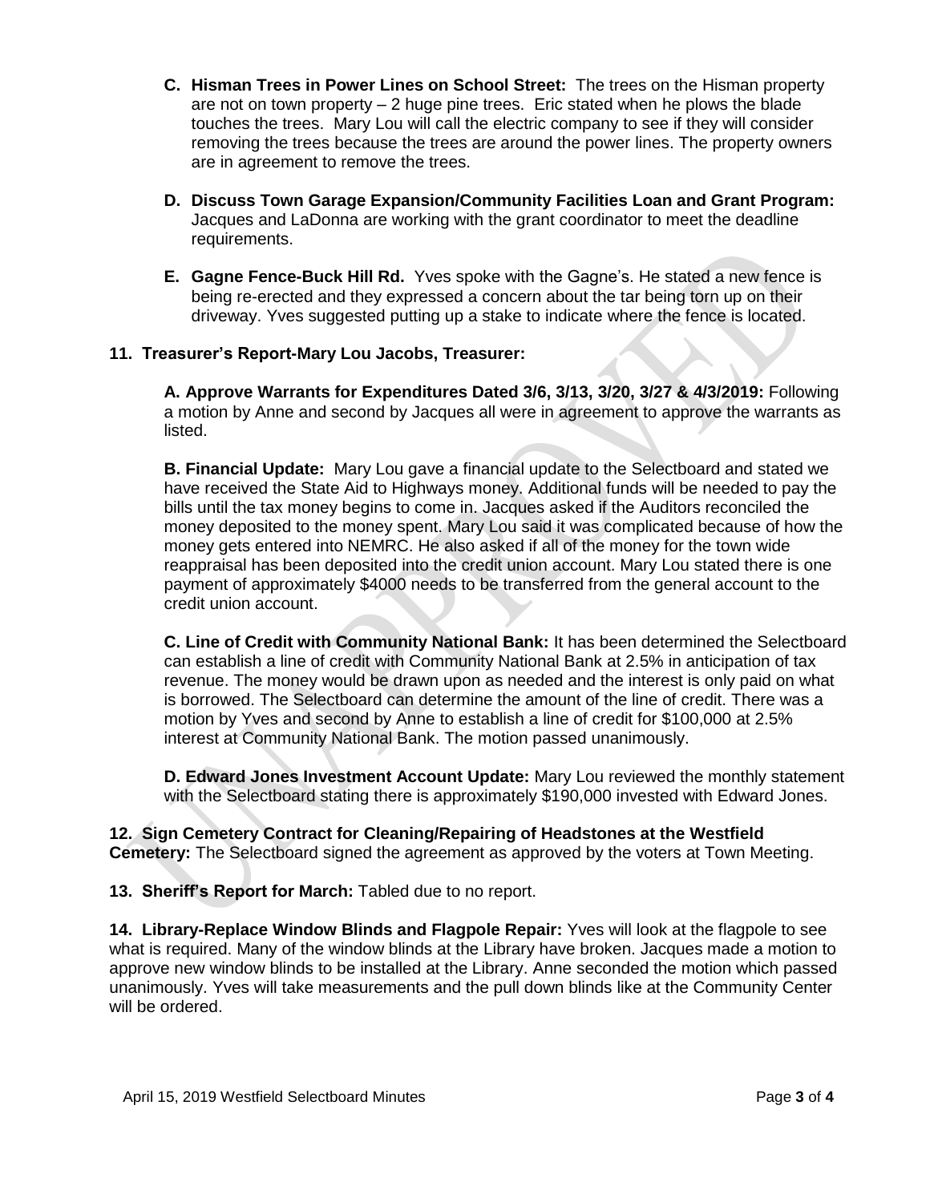**C. Hisman Trees in Power Lines on School Street:** The trees on the Hisman property are not on town property – 2 huge pine trees. Eric stated when he plows the blade touches the trees. Mary Lou will call the electric company to see if they will consider removing the trees because the trees are around the power lines. The property owners are in agreement to remove the trees.

**D. Discuss Town Garage Expansion/Community Facilities Loan and Grant Program:** Jacques and LaDonna are working with the grant coordinator to meet the deadline requirements.

**E. Gagne Fence-Buck Hill Rd.** Yves spoke with the Gagne's. He stated a new fence is being re-erected and they expressed a concern about the tar being torn up on their driveway. Yves suggested putting up a stake to indicate where the fence is located.

**11. Treasurer's Report-Mary Lou Jacobs, Treasurer:**

**A. Approve Warrants for Expenditures Dated 3/6, 3/13, 3/20, 3/27 & 4/3/2019:** Following a motion by Anne and second by Jacques all were in agreement to approve the warrants as listed.

**B. Financial Update:** Mary Lou gave a financial update to the Selectboard and stated we have received the State Aid to Highways money. Additional funds will be needed to pay the bills until the tax money begins to come in. Jacques asked if the Auditors reconciled the money deposited to the money spent. Mary Lou said it was complicated because of how the money gets entered into NEMRC. He also asked if all of the money for the town wide reappraisal has been deposited into the credit union account. Mary Lou stated there is one payment of approximately $4000 needs to be transferred from the general account to the credit union account.

**C. Line of Credit with Community National Bank:** It has been determined the Selectboard can establish a line of credit with Community National Bank at 2.5% in anticipation of tax revenue. The money would be drawn upon as needed and the interest is only paid on what is borrowed. The Selectboard can determine the amount of the line of credit. There was a motion by Yves and second by Anne to establish a line of credit for $100,000 at 2.5% interest at Community National Bank. The motion passed unanimously.

**D. Edward Jones Investment Account Update:** Mary Lou reviewed the monthly statement with the Selectboard stating there is approximately $190,000 invested with Edward Jones.

**12. Sign Cemetery Contract for Cleaning/Repairing of Headstones at the Westfield Cemetery:** The Selectboard signed the agreement as approved by the voters at Town Meeting.

**13. Sheriff's Report for March:** Tabled due to no report.

**14. Library-Replace Window Blinds and Flagpole Repair:** Yves will look at the flagpole to see what is required. Many of the window blinds at the Library have broken. Jacques made a motion to approve new window blinds to be installed at the Library. Anne seconded the motion which passed unanimously. Yves will take measurements and the pull down blinds like at the Community Center will be ordered.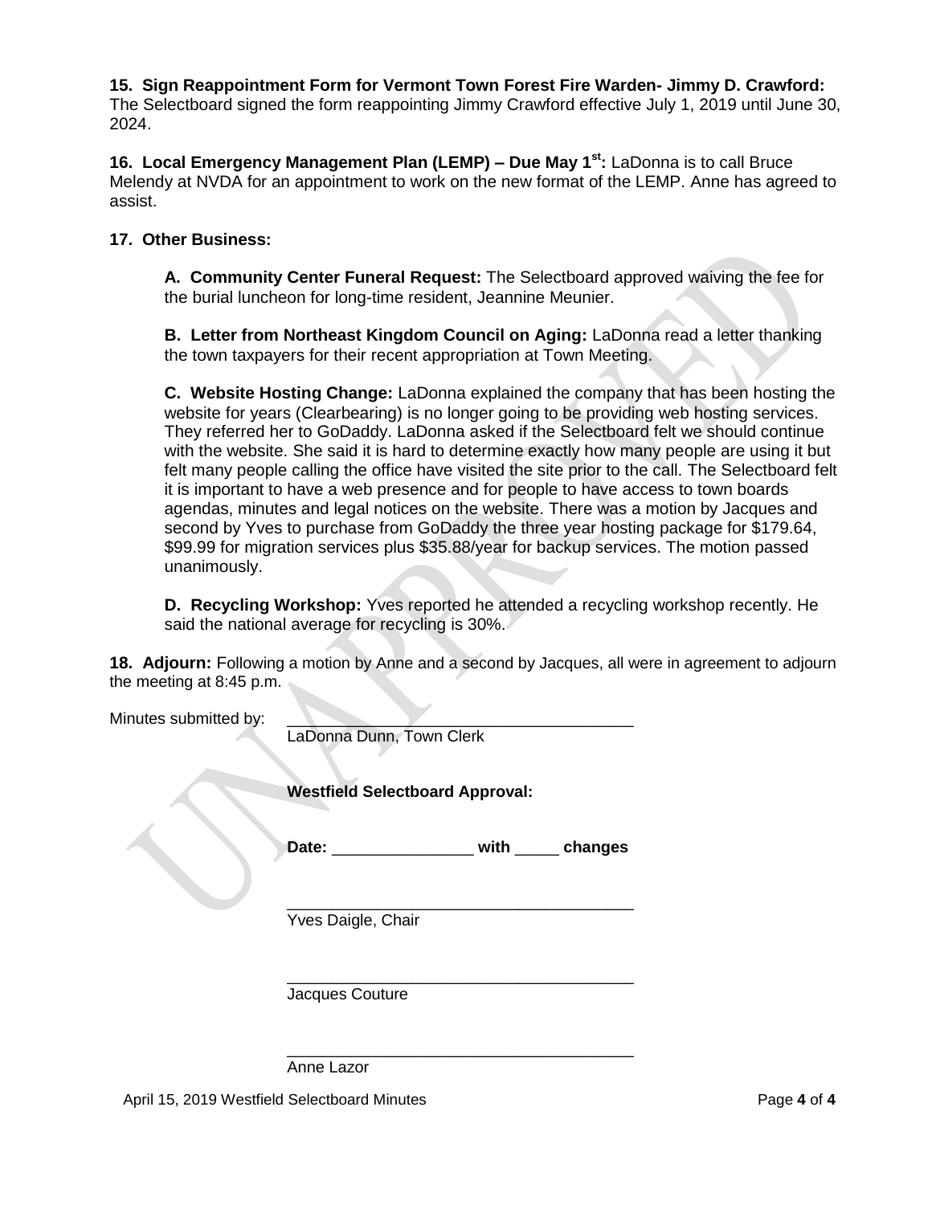**15. Sign Reappointment Form for Vermont Town Forest Fire Warden- Jimmy D. Crawford:** The Selectboard signed the form reappointing Jimmy Crawford effective July 1, 2019 until June 30, 2024.

**16. Local Emergency Management Plan (LEMP) – Due May 1st:** LaDonna is to call Bruce Melendy at NVDA for an appointment to work on the new format of the LEMP. Anne has agreed to assist.

**17. Other Business:**

**A. Community Center Funeral Request:** The Selectboard approved waiving the fee for the burial luncheon for long-time resident, Jeannine Meunier.

**B. Letter from Northeast Kingdom Council on Aging:** LaDonna read a letter thanking the town taxpayers for their recent appropriation at Town Meeting.

**C. Website Hosting Change:** LaDonna explained the company that has been hosting the website for years (Clearbearing) is no longer going to be providing web hosting services. They referred her to GoDaddy. LaDonna asked if the Selectboard felt we should continue with the website. She said it is hard to determine exactly how many people are using it but felt many people calling the office have visited the site prior to the call. The Selectboard felt it is important to have a web presence and for people to have access to town boards agendas, minutes and legal notices on the website. There was a motion by Jacques and second by Yves to purchase from GoDaddy the three year hosting package for $179.64, $99.99 for migration services plus $35.88/year for backup services. The motion passed unanimously.

**D. Recycling Workshop:** Yves reported he attended a recycling workshop recently. He said the national average for recycling is 30%.

**18. Adjourn:** Following a motion by Anne and a second by Jacques, all were in agreement to adjourn the meeting at 8:45 p.m.

Minutes submitted by: \_\_\_\_\_\_\_\_\_\_\_\_\_\_\_\_\_\_\_\_\_\_\_\_\_\_\_\_\_\_\_\_\_\_\_\_\_\_\_\_
LaDonna Dunn, Town Clerk

**Westfield Selectboard Approval:**

**Date:** \_\_\_\_\_\_\_\_\_\_\_\_\_\_\_\_ **with** \_\_\_\_\_ **changes**

\_\_\_\_\_\_\_\_\_\_\_\_\_\_\_\_\_\_\_\_\_\_\_\_\_\_\_\_\_\_\_\_\_\_\_\_\_\_\_\_
Yves Daigle, Chair

\_\_\_\_\_\_\_\_\_\_\_\_\_\_\_\_\_\_\_\_\_\_\_\_\_\_\_\_\_\_\_\_\_\_\_\_\_\_\_\_
Jacques Couture

\_\_\_\_\_\_\_\_\_\_\_\_\_\_\_\_\_\_\_\_\_\_\_\_\_\_\_\_\_\_\_\_\_\_\_\_\_\_\_\_
Anne Lazor